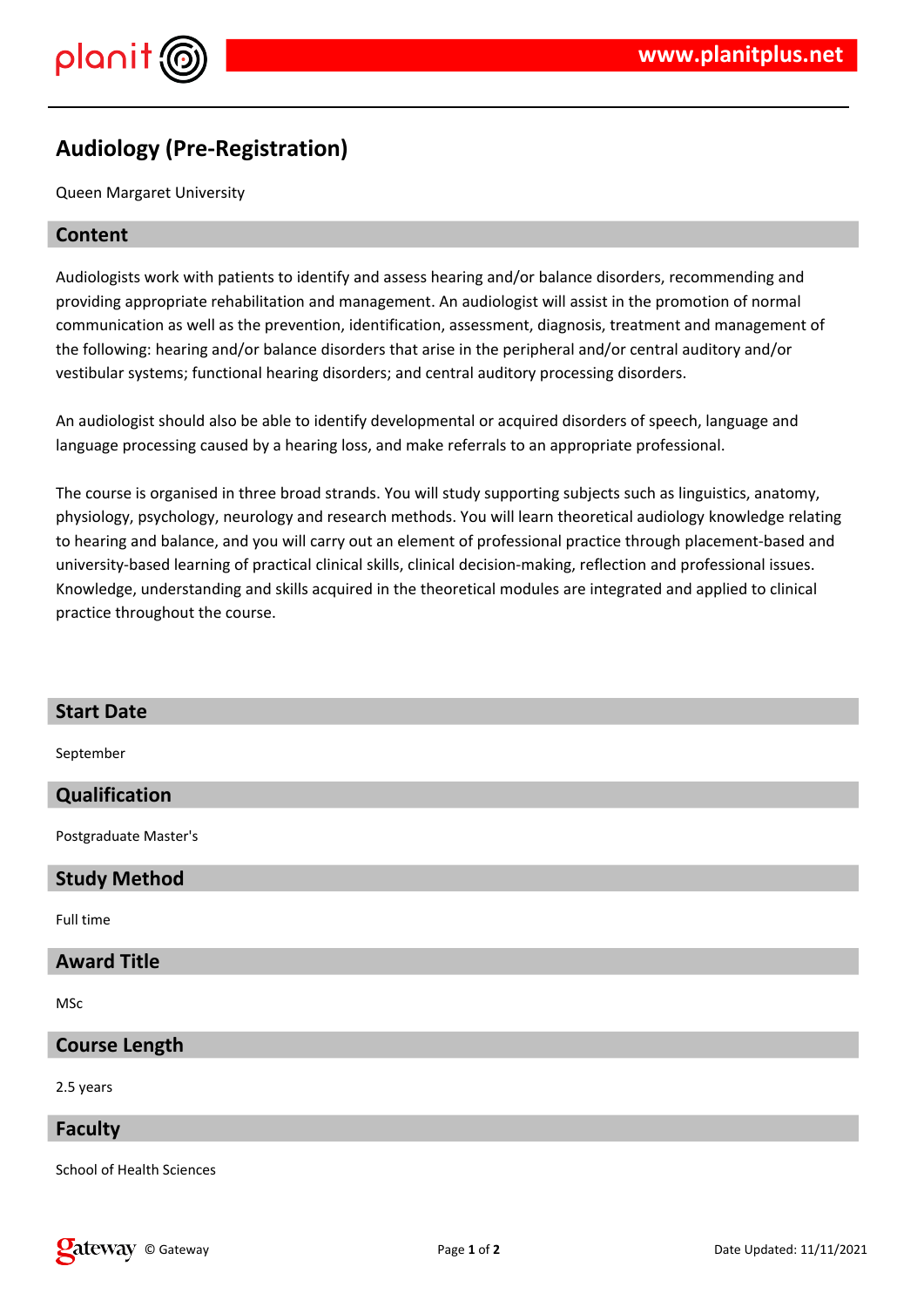# Audiology (Pre-Registration)

Queen Margaret University

## Content

Audiologists work with patients to identify and assess hearing and/or balance disorders, recommending and providing appropriate rehabilitation and management. An audiologist will assist in the promotion of normal communication as well as the prevention, identification, assessment, diagnosis, treatment and management of the following: hearing and/or balance disorders that arise in the peripheral and/or central auditory and/or vestibular systems; functional hearing disorders; and central auditory processing disorders.

An audiologist should also be able to identify developmental or acquired disorders of speech, language and language processing caused by a hearing loss, and make referrals to an appropriate professional.

The course is organised in three broad strands. You will study supporting subjects such as linguistics, anatomy, physiology, psychology, neurology and research methods. You will learn theoretical audiology knowledge relating to hearing and balance, and you will carry out an element of professional practice through placement-based and university-based learning of practical clinical skills, clinical decision-making, reflection and professional issues. Knowledge, understanding and skills acquired in the theoretical modules are integrated and applied to clinical practice throughout the course.

## Start Date

September

## Qualification

Postgraduate Master's

## Study Method

Full time

## Award Title

MSc

## Course Length

2.5 years

## Faculty

School of Health Sciences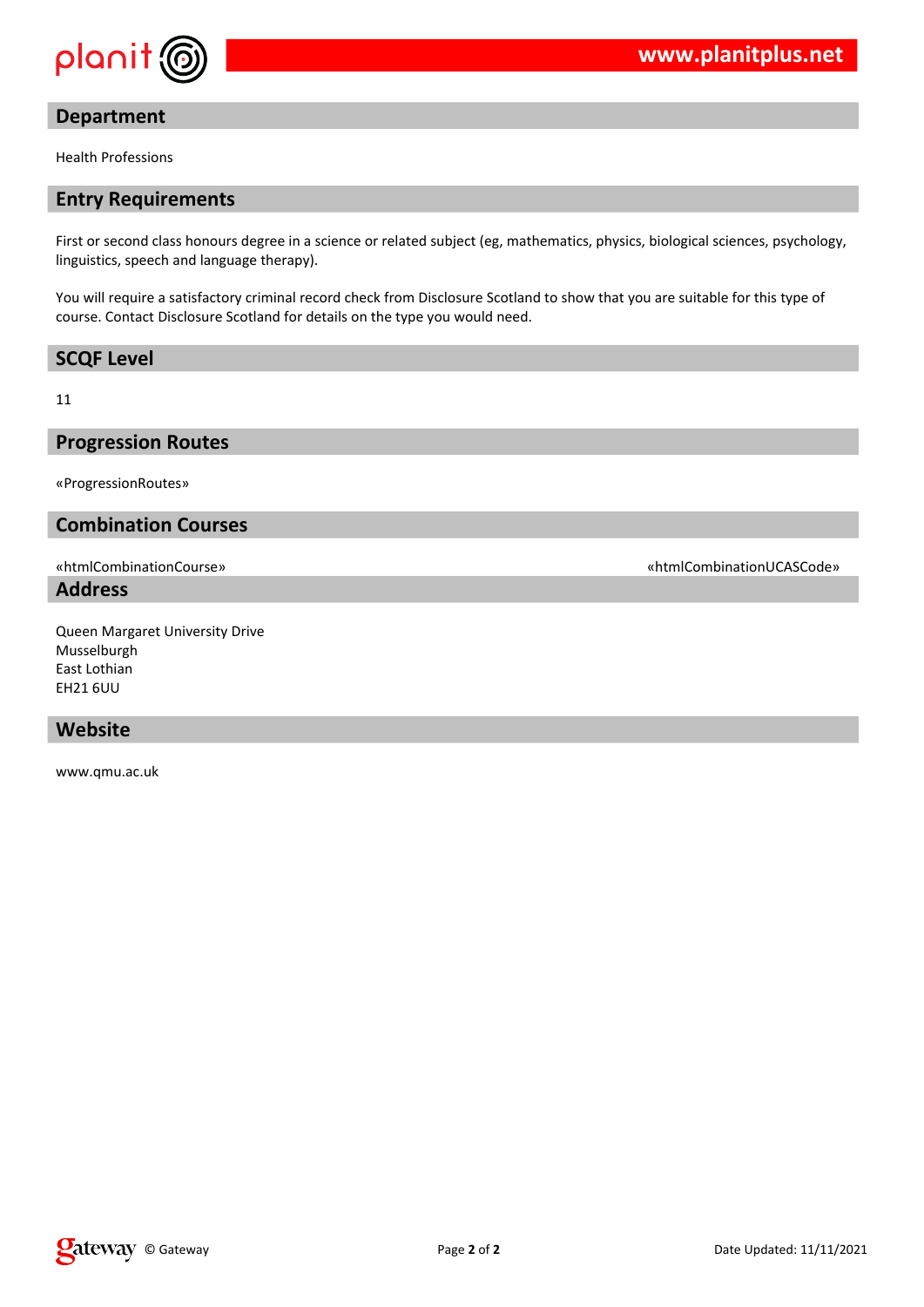## Department

Health Professions

## Entry Requirements

First or second class honours degree in a science or related subject (eg, mathematics, physics, biological sciences, psychology, linguistics, speech and language therapy).

You will require a satisfactory criminal record check from Disclosure Scotland to show that you are suitable for this type of course. Contact Disclosure Scotland for details on the type you would need.

## SCQF Level

11

## Progression Routes

«ProgressionRoutes»

## Combination Courses

«htmlCombinationCourse» «htmlCombinationUCASCode»

## Address

Queen Margaret University Drive
Musselburgh
East Lothian
EH21 6UU

## Website

www.qmu.ac.uk